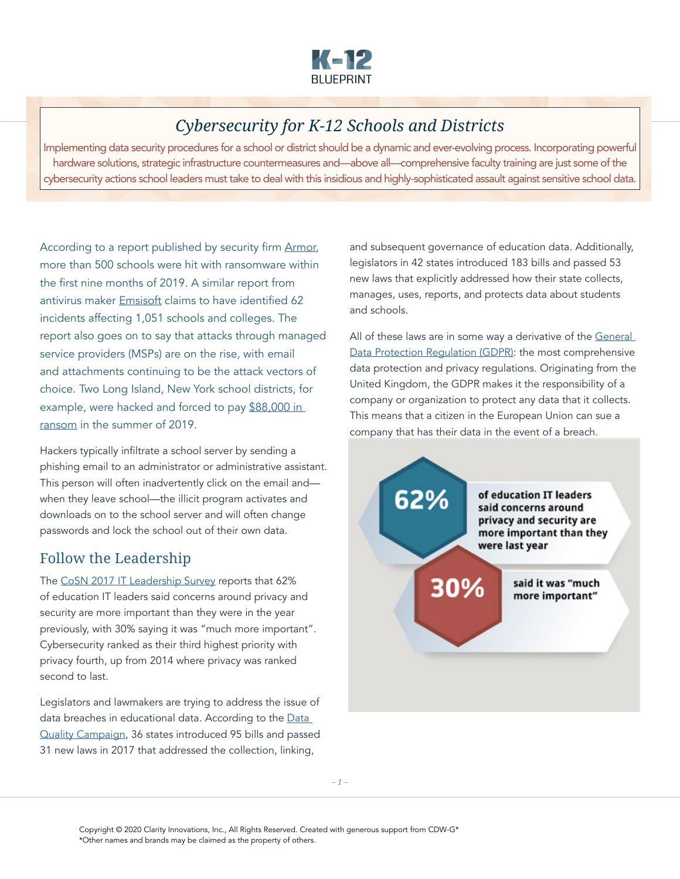# Cybersecurity for K-12 Schools and Districts

Implementing data security procedures for a school or district should be a dynamic and ever-evolving process. Incorporating powerful hardware solutions, strategic infrastructure countermeasures and—above all—comprehensive faculty training are just some of the cybersecurity actions school leaders must take to deal with this insidious and highly-sophisticated assault against sensitive school data.

According to a report published by security firm Armor, more than 500 schools were hit with ransomware within the first nine months of 2019. A similar report from antivirus maker Emsisoft claims to have identified 62 incidents affecting 1,051 schools and colleges. The report also goes on to say that attacks through managed service providers (MSPs) are on the rise, with email and attachments continuing to be the attack vectors of choice. Two Long Island, New York school districts, for example, were hacked and forced to pay $88,000 in ransom in the summer of 2019.

Hackers typically infiltrate a school server by sending a phishing email to an administrator or administrative assistant. This person will often inadvertently click on the email and—when they leave school—the illicit program activates and downloads on to the school server and will often change passwords and lock the school out of their own data.

## Follow the Leadership

The CoSN 2017 IT Leadership Survey reports that 62% of education IT leaders said concerns around privacy and security are more important than they were in the year previously, with 30% saying it was "much more important". Cybersecurity ranked as their third highest priority with privacy fourth, up from 2014 where privacy was ranked second to last.

Legislators and lawmakers are trying to address the issue of data breaches in educational data. According to the Data Quality Campaign, 36 states introduced 95 bills and passed 31 new laws in 2017 that addressed the collection, linking, and subsequent governance of education data. Additionally, legislators in 42 states introduced 183 bills and passed 53 new laws that explicitly addressed how their state collects, manages, uses, reports, and protects data about students and schools.

All of these laws are in some way a derivative of the General Data Protection Regulation (GDPR): the most comprehensive data protection and privacy regulations. Originating from the United Kingdom, the GDPR makes it the responsibility of a company or organization to protect any data that it collects. This means that a citizen in the European Union can sue a company that has their data in the event of a breach.

**62%** of education IT leaders said concerns around privacy and security are more important than they were last year

**30%** said it was "much more important"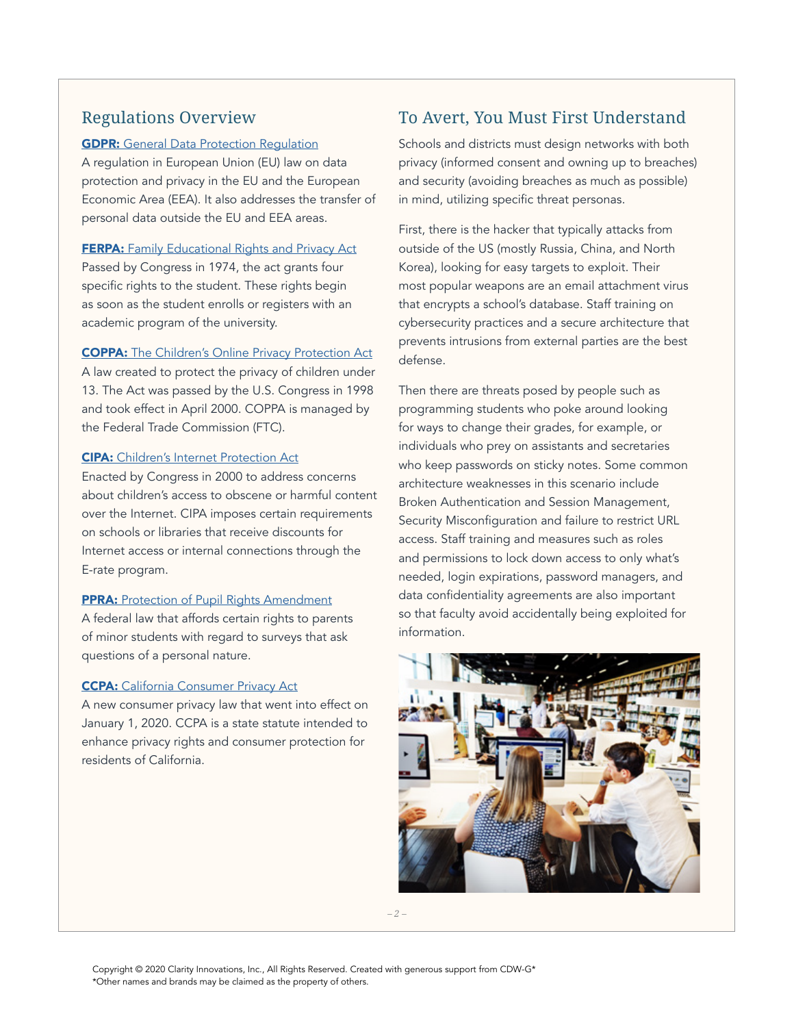## Regulations Overview

**GDPR:** General Data Protection Regulation
A regulation in European Union (EU) law on data protection and privacy in the EU and the European Economic Area (EEA). It also addresses the transfer of personal data outside the EU and EEA areas.

**FERPA:** Family Educational Rights and Privacy Act
Passed by Congress in 1974, the act grants four specific rights to the student. These rights begin as soon as the student enrolls or registers with an academic program of the university.

**COPPA:** The Children's Online Privacy Protection Act
A law created to protect the privacy of children under 13. The Act was passed by the U.S. Congress in 1998 and took effect in April 2000. COPPA is managed by the Federal Trade Commission (FTC).

**CIPA:** Children's Internet Protection Act
Enacted by Congress in 2000 to address concerns about children's access to obscene or harmful content over the Internet. CIPA imposes certain requirements on schools or libraries that receive discounts for Internet access or internal connections through the E-rate program.

**PPRA:** Protection of Pupil Rights Amendment
A federal law that affords certain rights to parents of minor students with regard to surveys that ask questions of a personal nature.

**CCPA:** California Consumer Privacy Act
A new consumer privacy law that went into effect on January 1, 2020. CCPA is a state statute intended to enhance privacy rights and consumer protection for residents of California.

## To Avert, You Must First Understand

Schools and districts must design networks with both privacy (informed consent and owning up to breaches) and security (avoiding breaches as much as possible) in mind, utilizing specific threat personas.

First, there is the hacker that typically attacks from outside of the US (mostly Russia, China, and North Korea), looking for easy targets to exploit. Their most popular weapons are an email attachment virus that encrypts a school's database. Staff training on cybersecurity practices and a secure architecture that prevents intrusions from external parties are the best defense.

Then there are threats posed by people such as programming students who poke around looking for ways to change their grades, for example, or individuals who prey on assistants and secretaries who keep passwords on sticky notes. Some common architecture weaknesses in this scenario include Broken Authentication and Session Management, Security Misconfiguration and failure to restrict URL access. Staff training and measures such as roles and permissions to lock down access to only what's needed, login expirations, password managers, and data confidentiality agreements are also important so that faculty avoid accidentally being exploited for information.

Copyright © 2020 Clarity Innovations, Inc., All Rights Reserved. Created with generous support from CDW-G*
*Other names and brands may be claimed as the property of others.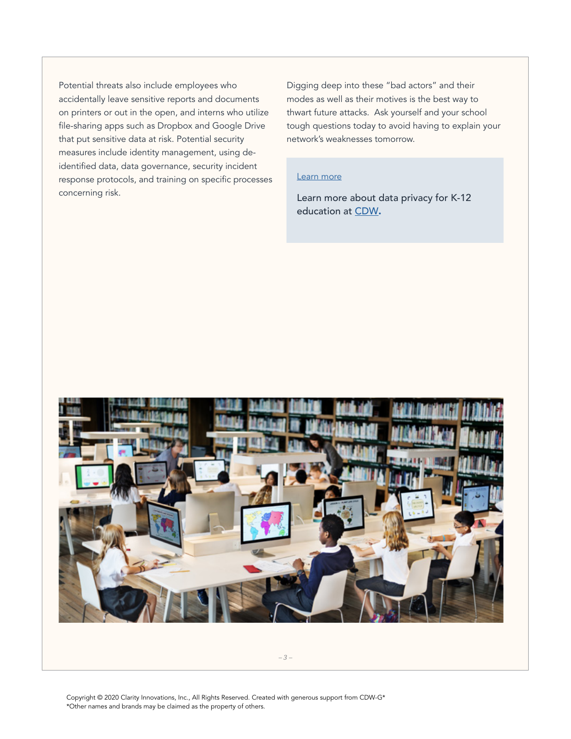Potential threats also include employees who accidentally leave sensitive reports and documents on printers or out in the open, and interns who utilize file-sharing apps such as Dropbox and Google Drive that put sensitive data at risk. Potential security measures include identity management, using de-identified data, data governance, security incident response protocols, and training on specific processes concerning risk.

Digging deep into these "bad actors" and their modes as well as their motives is the best way to thwart future attacks. Ask yourself and your school tough questions today to avoid having to explain your network's weaknesses tomorrow.

Learn more

Learn more about data privacy for K-12 education at CDW**.**

Copyright © 2020 Clarity Innovations, Inc., All Rights Reserved. Created with generous support from CDW-G*
*Other names and brands may be claimed as the property of others.